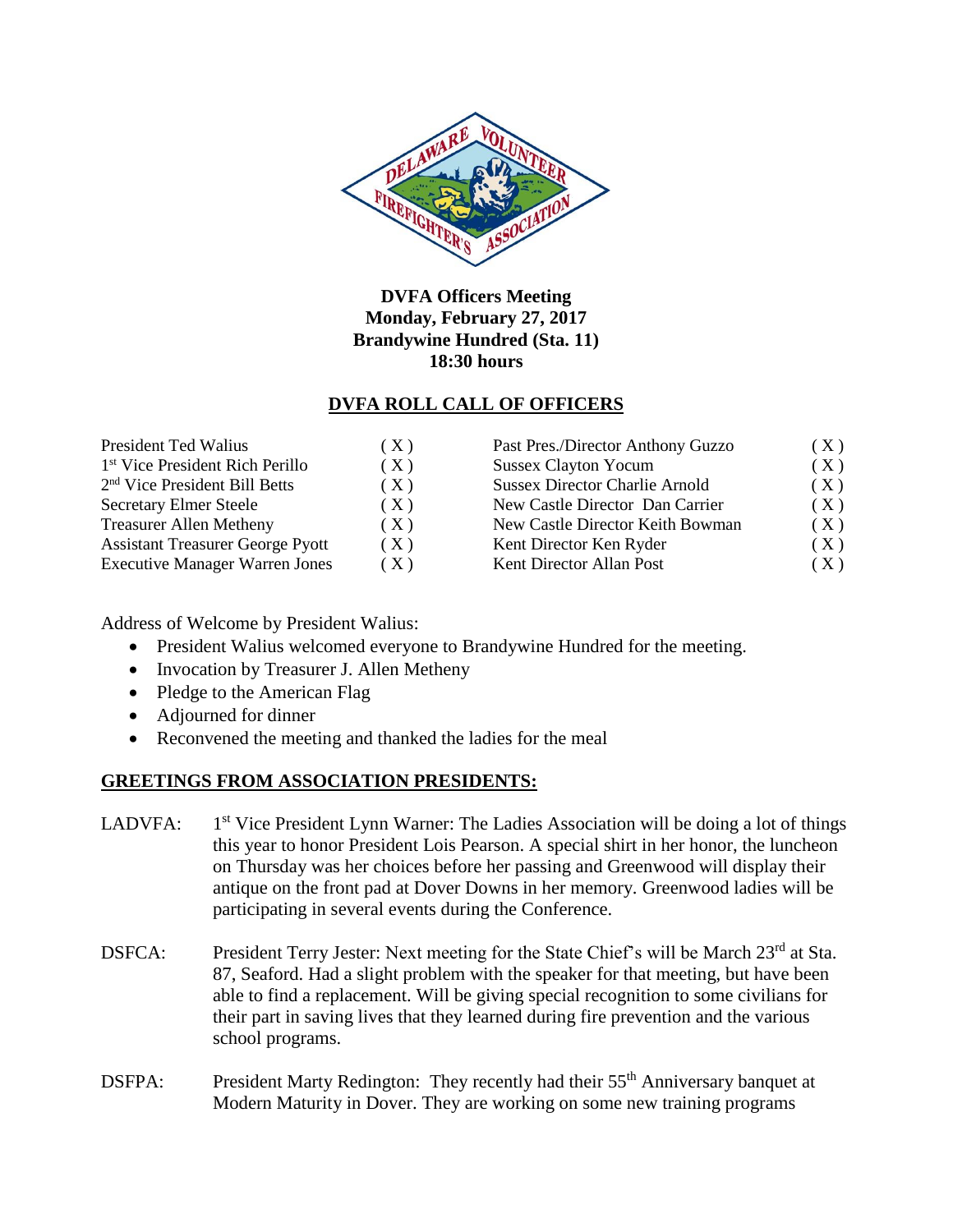**DVFA Officers Meeting**
**Monday, February 27, 2017**
**Brandywine Hundred (Sta. 11)**
**18:30 hours**

## DVFA ROLL CALL OF OFFICERS

| | | | |
|---|---|---|---|
| President Ted Walius | ( X ) | Past Pres./Director Anthony Guzzo | ( X ) |
| 1st Vice President Rich Perillo | ( X ) | Sussex Clayton Yocum | ( X ) |
| 2nd Vice President Bill Betts | ( X ) | Sussex Director Charlie Arnold | ( X ) |
| Secretary Elmer Steele | ( X ) | New Castle Director Dan Carrier | ( X ) |
| Treasurer Allen Metheny | ( X ) | New Castle Director Keith Bowman | ( X ) |
| Assistant Treasurer George Pyott | ( X ) | Kent Director Ken Ryder | ( X ) |
| Executive Manager Warren Jones | ( X ) | Kent Director Allan Post | ( X ) |

Address of Welcome by President Walius:

- President Walius welcomed everyone to Brandywine Hundred for the meeting.
- Invocation by Treasurer J. Allen Metheny
- Pledge to the American Flag
- Adjourned for dinner
- Reconvened the meeting and thanked the ladies for the meal

## GREETINGS FROM ASSOCIATION PRESIDENTS:

LADVFA: 1st Vice President Lynn Warner: The Ladies Association will be doing a lot of things this year to honor President Lois Pearson. A special shirt in her honor, the luncheon on Thursday was her choices before her passing and Greenwood will display their antique on the front pad at Dover Downs in her memory. Greenwood ladies will be participating in several events during the Conference.

DSFCA: President Terry Jester: Next meeting for the State Chief's will be March 23rd at Sta. 87, Seaford. Had a slight problem with the speaker for that meeting, but have been able to find a replacement. Will be giving special recognition to some civilians for their part in saving lives that they learned during fire prevention and the various school programs.

DSFPA: President Marty Redington: They recently had their 55th Anniversary banquet at Modern Maturity in Dover. They are working on some new training programs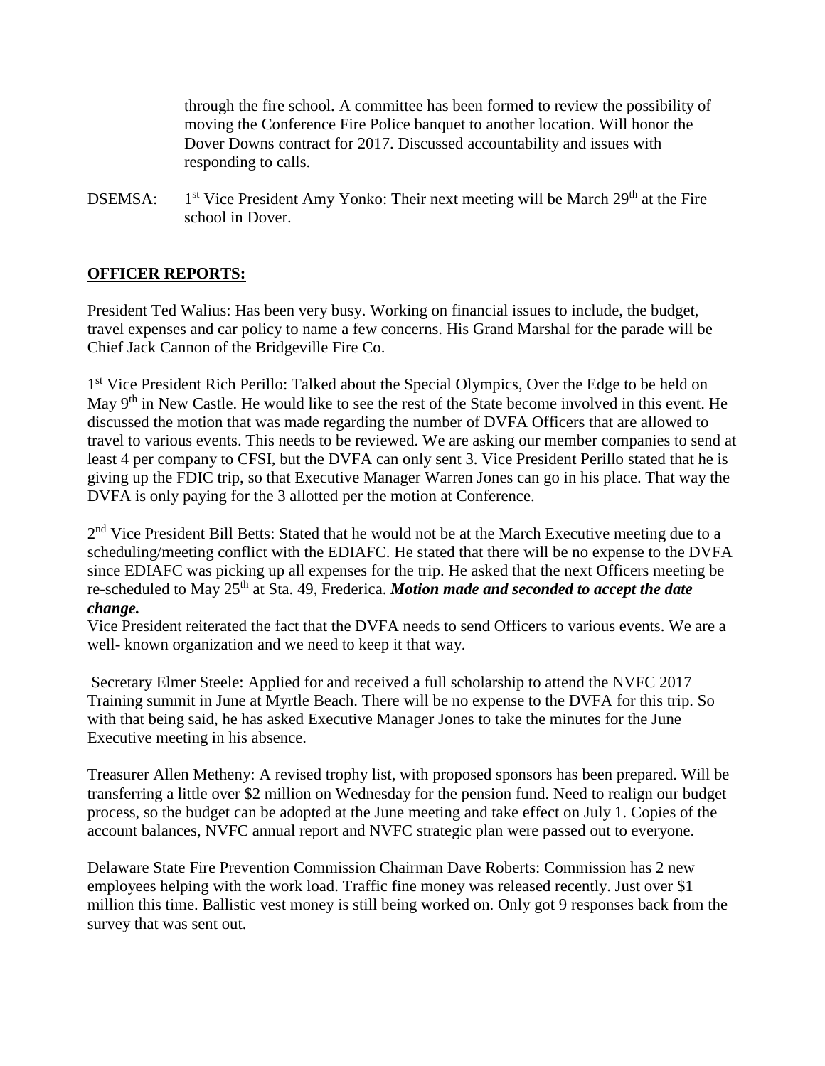through the fire school. A committee has been formed to review the possibility of moving the Conference Fire Police banquet to another location. Will honor the Dover Downs contract for 2017. Discussed accountability and issues with responding to calls.

DSEMSA: 1st Vice President Amy Yonko: Their next meeting will be March 29th at the Fire school in Dover.

## **OFFICER REPORTS:**

President Ted Walius: Has been very busy. Working on financial issues to include, the budget, travel expenses and car policy to name a few concerns. His Grand Marshal for the parade will be Chief Jack Cannon of the Bridgeville Fire Co.

1st Vice President Rich Perillo: Talked about the Special Olympics, Over the Edge to be held on May 9th in New Castle. He would like to see the rest of the State become involved in this event. He discussed the motion that was made regarding the number of DVFA Officers that are allowed to travel to various events. This needs to be reviewed. We are asking our member companies to send at least 4 per company to CFSI, but the DVFA can only sent 3. Vice President Perillo stated that he is giving up the FDIC trip, so that Executive Manager Warren Jones can go in his place. That way the DVFA is only paying for the 3 allotted per the motion at Conference.

2nd Vice President Bill Betts: Stated that he would not be at the March Executive meeting due to a scheduling/meeting conflict with the EDIAFC. He stated that there will be no expense to the DVFA since EDIAFC was picking up all expenses for the trip. He asked that the next Officers meeting be re-scheduled to May 25th at Sta. 49, Frederica. ***Motion made and seconded to accept the date change.***

Vice President reiterated the fact that the DVFA needs to send Officers to various events. We are a well- known organization and we need to keep it that way.

Secretary Elmer Steele: Applied for and received a full scholarship to attend the NVFC 2017 Training summit in June at Myrtle Beach. There will be no expense to the DVFA for this trip. So with that being said, he has asked Executive Manager Jones to take the minutes for the June Executive meeting in his absence.

Treasurer Allen Metheny: A revised trophy list, with proposed sponsors has been prepared. Will be transferring a little over $2 million on Wednesday for the pension fund. Need to realign our budget process, so the budget can be adopted at the June meeting and take effect on July 1. Copies of the account balances, NVFC annual report and NVFC strategic plan were passed out to everyone.

Delaware State Fire Prevention Commission Chairman Dave Roberts: Commission has 2 new employees helping with the work load. Traffic fine money was released recently. Just over $1 million this time. Ballistic vest money is still being worked on. Only got 9 responses back from the survey that was sent out.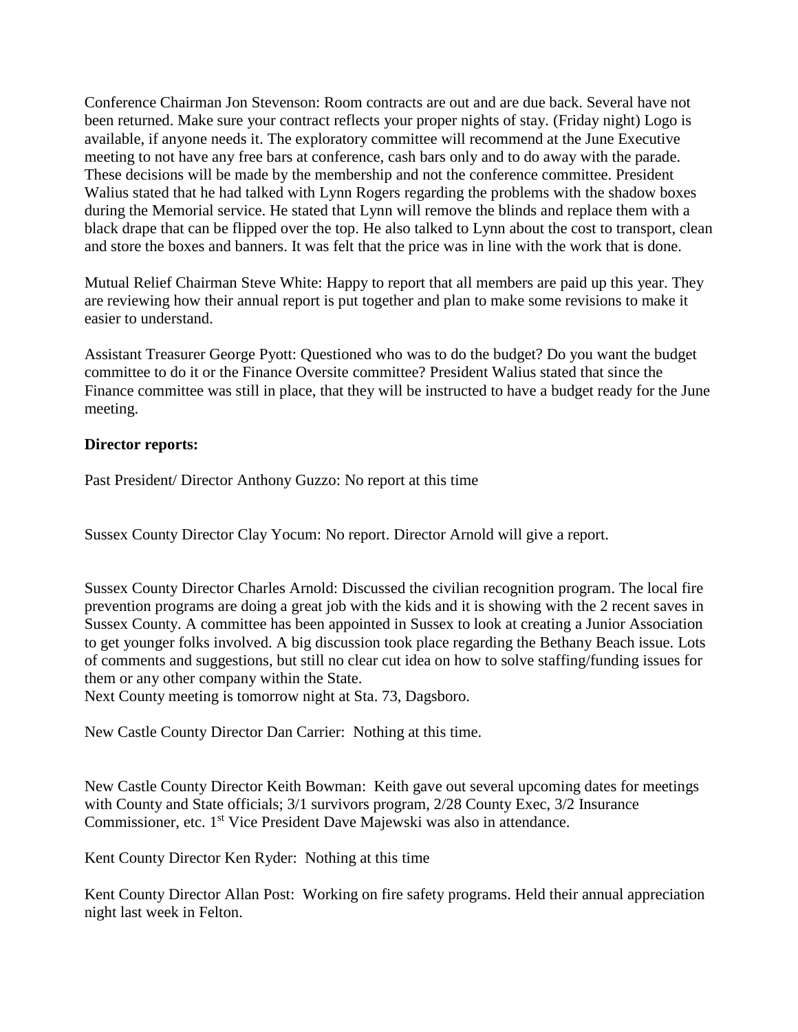Conference Chairman Jon Stevenson: Room contracts are out and are due back. Several have not been returned. Make sure your contract reflects your proper nights of stay. (Friday night) Logo is available, if anyone needs it. The exploratory committee will recommend at the June Executive meeting to not have any free bars at conference, cash bars only and to do away with the parade. These decisions will be made by the membership and not the conference committee. President Walius stated that he had talked with Lynn Rogers regarding the problems with the shadow boxes during the Memorial service. He stated that Lynn will remove the blinds and replace them with a black drape that can be flipped over the top. He also talked to Lynn about the cost to transport, clean and store the boxes and banners. It was felt that the price was in line with the work that is done.

Mutual Relief Chairman Steve White: Happy to report that all members are paid up this year. They are reviewing how their annual report is put together and plan to make some revisions to make it easier to understand.

Assistant Treasurer George Pyott: Questioned who was to do the budget? Do you want the budget committee to do it or the Finance Oversite committee? President Walius stated that since the Finance committee was still in place, that they will be instructed to have a budget ready for the June meeting.

**Director reports:**

Past President/ Director Anthony Guzzo: No report at this time

Sussex County Director Clay Yocum: No report. Director Arnold will give a report.

Sussex County Director Charles Arnold: Discussed the civilian recognition program. The local fire prevention programs are doing a great job with the kids and it is showing with the 2 recent saves in Sussex County. A committee has been appointed in Sussex to look at creating a Junior Association to get younger folks involved. A big discussion took place regarding the Bethany Beach issue. Lots of comments and suggestions, but still no clear cut idea on how to solve staffing/funding issues for them or any other company within the State.
Next County meeting is tomorrow night at Sta. 73, Dagsboro.

New Castle County Director Dan Carrier: Nothing at this time.

New Castle County Director Keith Bowman: Keith gave out several upcoming dates for meetings with County and State officials; 3/1 survivors program, 2/28 County Exec, 3/2 Insurance Commissioner, etc. 1st Vice President Dave Majewski was also in attendance.

Kent County Director Ken Ryder: Nothing at this time

Kent County Director Allan Post: Working on fire safety programs. Held their annual appreciation night last week in Felton.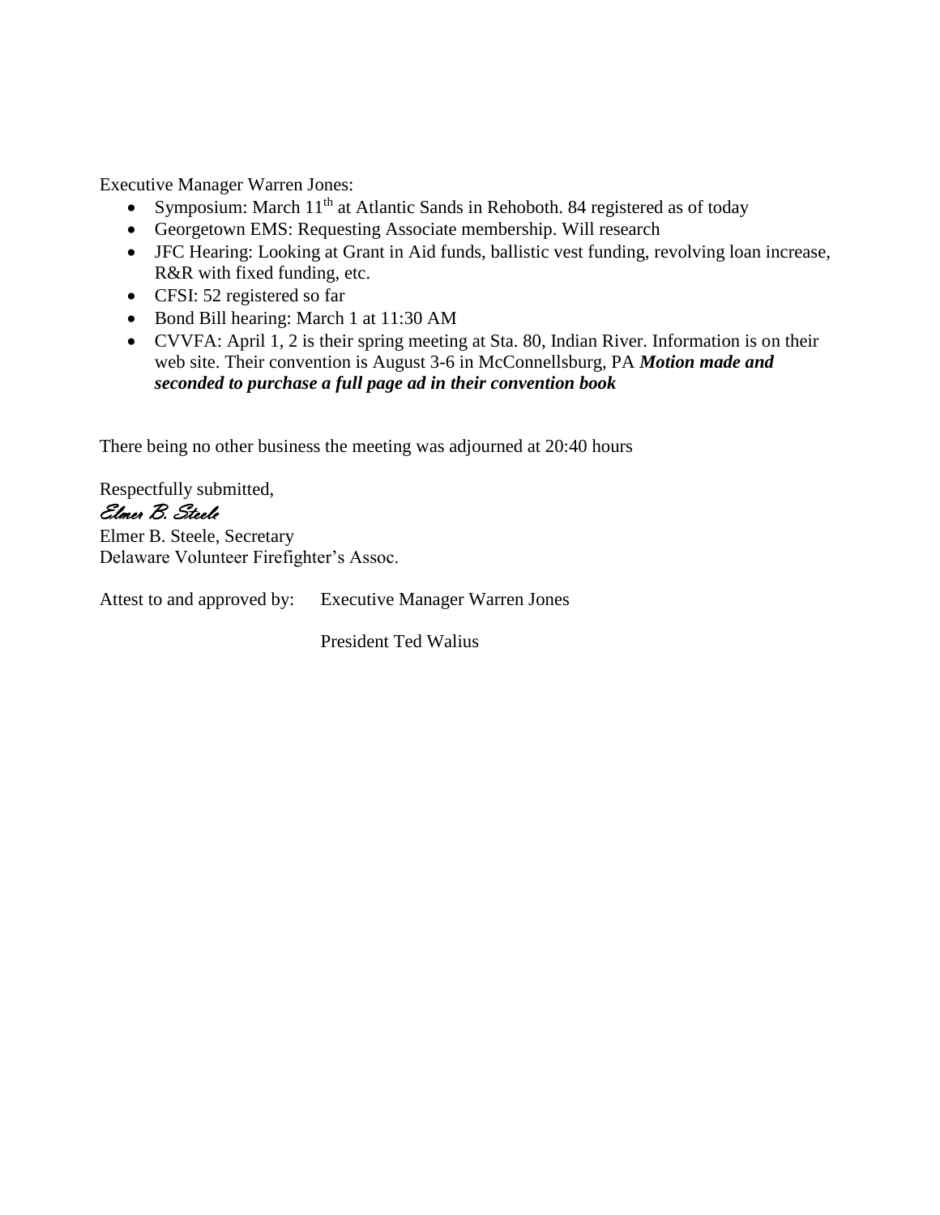Executive Manager Warren Jones:

- Symposium: March 11th at Atlantic Sands in Rehoboth. 84 registered as of today
- Georgetown EMS: Requesting Associate membership. Will research
- JFC Hearing: Looking at Grant in Aid funds, ballistic vest funding, revolving loan increase, R&R with fixed funding, etc.
- CFSI: 52 registered so far
- Bond Bill hearing: March 1 at 11:30 AM
- CVVFA: April 1, 2 is their spring meeting at Sta. 80, Indian River. Information is on their web site. Their convention is August 3-6 in McConnellsburg, PA ***Motion made and seconded to purchase a full page ad in their convention book***

There being no other business the meeting was adjourned at 20:40 hours

Respectfully submitted,

*Elmer B. Steele*

Elmer B. Steele, Secretary
Delaware Volunteer Firefighter's Assoc.

Attest to and approved by: Executive Manager Warren Jones

President Ted Walius